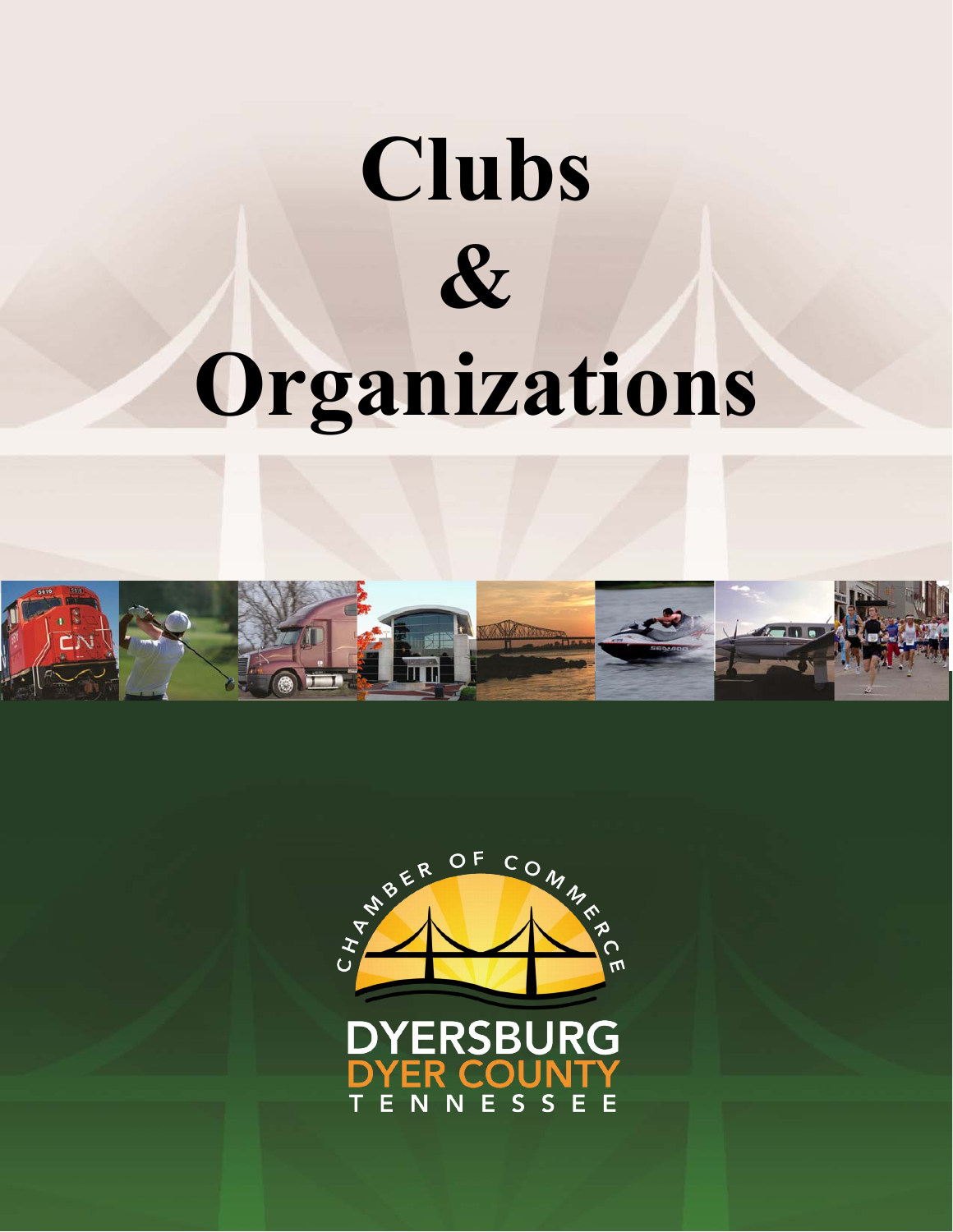# Clubs & Organizations

CHAMBER OF COMMERCE

DYERSBURG
DYER COUNTY
TENNESSEE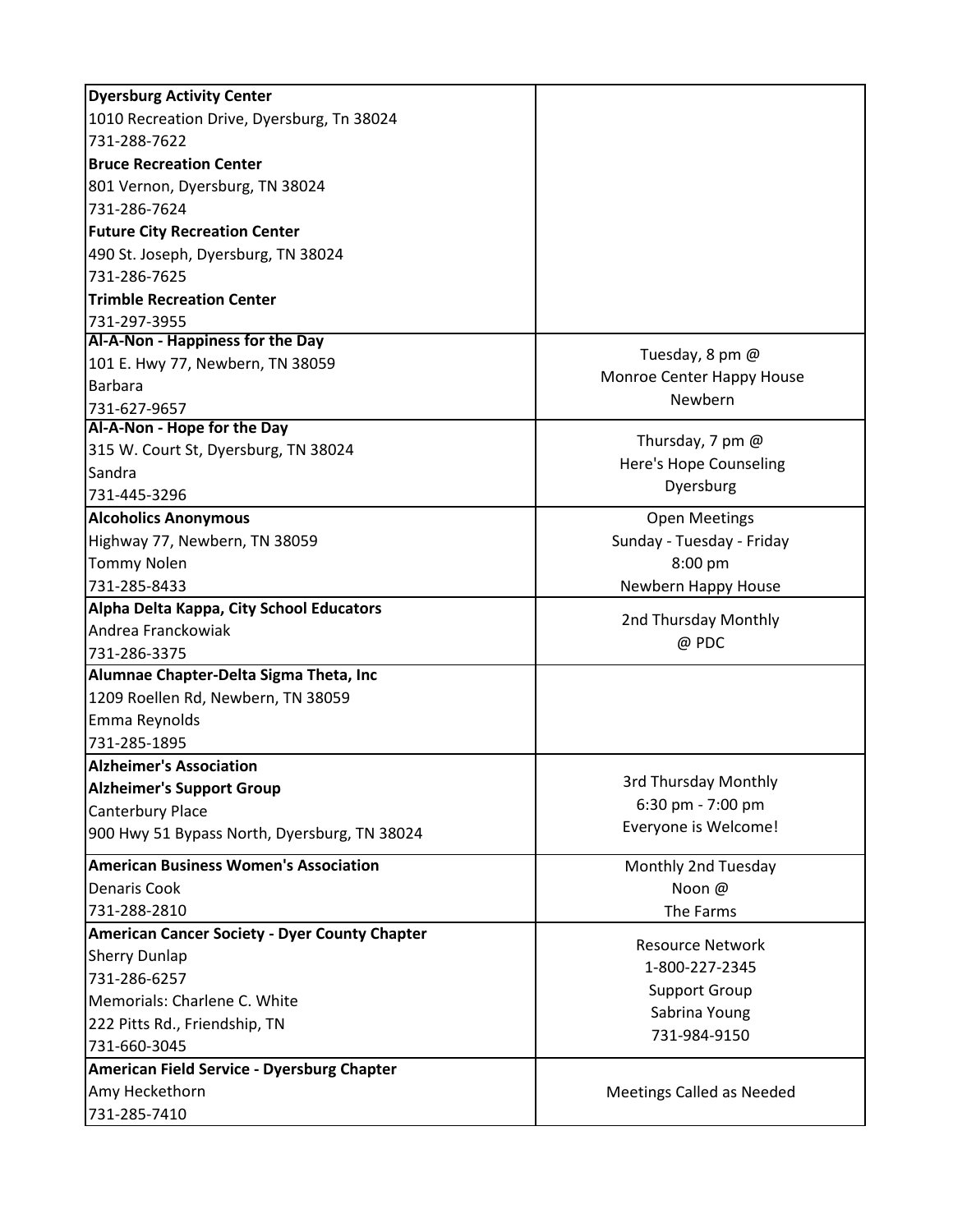| | |
|---|---|
| **Dyersburg Activity Center**<br>1010 Recreation Drive, Dyersburg, Tn 38024<br>731-288-7622<br>**Bruce Recreation Center**<br>801 Vernon, Dyersburg, TN 38024<br>731-286-7624<br>**Future City Recreation Center**<br>490 St. Joseph, Dyersburg, TN 38024<br>731-286-7625<br>**Trimble Recreation Center**<br>731-297-3955 | |
| **Al-A-Non - Happiness for the Day**<br>101 E. Hwy 77, Newbern, TN 38059<br>Barbara<br>731-627-9657 | Tuesday, 8 pm @<br>Monroe Center Happy House<br>Newbern |
| **Al-A-Non - Hope for the Day**<br>315 W. Court St, Dyersburg, TN 38024<br>Sandra<br>731-445-3296 | Thursday, 7 pm @<br>Here's Hope Counseling<br>Dyersburg |
| **Alcoholics Anonymous**<br>Highway 77, Newbern, TN 38059<br>Tommy Nolen<br>731-285-8433 | Open Meetings<br>Sunday - Tuesday - Friday<br>8:00 pm<br>Newbern Happy House |
| **Alpha Delta Kappa, City School Educators**<br>Andrea Franckowiak<br>731-286-3375 | 2nd Thursday Monthly<br>@ PDC |
| **Alumnae Chapter-Delta Sigma Theta, Inc**<br>1209 Roellen Rd, Newbern, TN 38059<br>Emma Reynolds<br>731-285-1895 | |
| **Alzheimer's Association**<br>**Alzheimer's Support Group**<br>Canterbury Place<br>900 Hwy 51 Bypass North, Dyersburg, TN 38024 | 3rd Thursday Monthly<br>6:30 pm - 7:00 pm<br>Everyone is Welcome! |
| **American Business Women's Association**<br>Denaris Cook<br>731-288-2810 | Monthly 2nd Tuesday<br>Noon @<br>The Farms |
| **American Cancer Society - Dyer County Chapter**<br>Sherry Dunlap<br>731-286-6257<br>Memorials: Charlene C. White<br>222 Pitts Rd., Friendship, TN<br>731-660-3045 | Resource Network<br>1-800-227-2345<br>Support Group<br>Sabrina Young<br>731-984-9150 |
| **American Field Service - Dyersburg Chapter**<br>Amy Heckethorn<br>731-285-7410 | Meetings Called as Needed |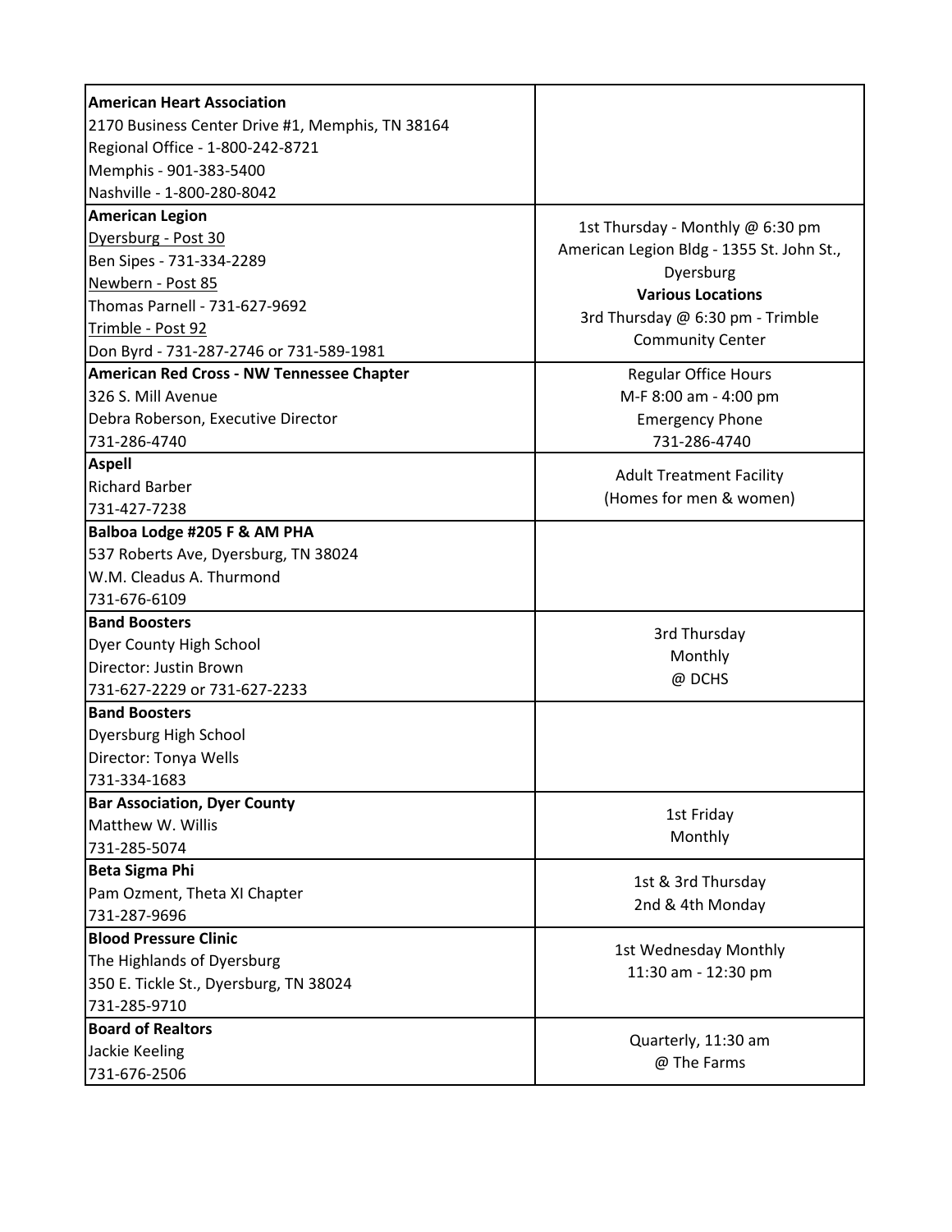| | |
|---|---|
| **American Heart Association**<br>2170 Business Center Drive #1, Memphis, TN 38164<br>Regional Office - 1-800-242-8721<br>Memphis - 901-383-5400<br>Nashville - 1-800-280-8042 | |
| **American Legion**<br>Dyersburg - Post 30<br>Ben Sipes - 731-334-2289<br>Newbern - Post 85<br>Thomas Parnell - 731-627-9692<br>Trimble - Post 92<br>Don Byrd - 731-287-2746 or 731-589-1981 | 1st Thursday - Monthly @ 6:30 pm<br>American Legion Bldg - 1355 St. John St., Dyersburg<br>**Various Locations**<br>3rd Thursday @ 6:30 pm - Trimble Community Center |
| **American Red Cross - NW Tennessee Chapter**<br>326 S. Mill Avenue<br>Debra Roberson, Executive Director<br>731-286-4740 | Regular Office Hours<br>M-F 8:00 am - 4:00 pm<br>Emergency Phone<br>731-286-4740 |
| **Aspell**<br>Richard Barber<br>731-427-7238 | Adult Treatment Facility<br>(Homes for men & women) |
| **Balboa Lodge #205 F & AM PHA**<br>537 Roberts Ave, Dyersburg, TN 38024<br>W.M. Cleadus A. Thurmond<br>731-676-6109 | |
| **Band Boosters**<br>Dyer County High School<br>Director: Justin Brown<br>731-627-2229 or 731-627-2233 | 3rd Thursday<br>Monthly<br>@ DCHS |
| **Band Boosters**<br>Dyersburg High School<br>Director: Tonya Wells<br>731-334-1683 | |
| **Bar Association, Dyer County**<br>Matthew W. Willis<br>731-285-5074 | 1st Friday<br>Monthly |
| **Beta Sigma Phi**<br>Pam Ozment, Theta XI Chapter<br>731-287-9696 | 1st & 3rd Thursday<br>2nd & 4th Monday |
| **Blood Pressure Clinic**<br>The Highlands of Dyersburg<br>350 E. Tickle St., Dyersburg, TN 38024<br>731-285-9710 | 1st Wednesday Monthly<br>11:30 am - 12:30 pm |
| **Board of Realtors**<br>Jackie Keeling<br>731-676-2506 | Quarterly, 11:30 am<br>@ The Farms |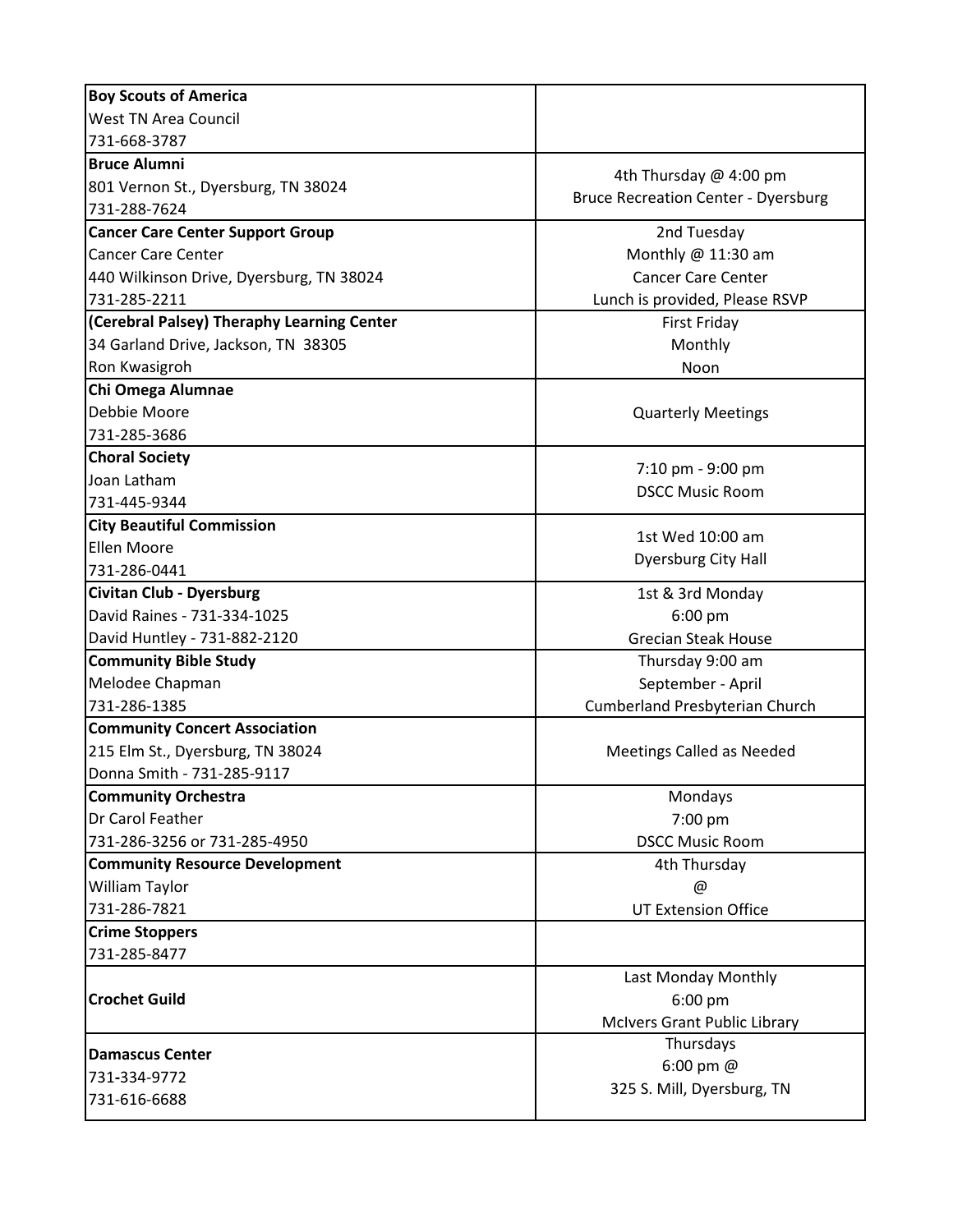| | |
|---|---|
| **Boy Scouts of America**<br>West TN Area Council<br>731-668-3787 | |
| **Bruce Alumni**<br>801 Vernon St., Dyersburg, TN 38024<br>731-288-7624 | 4th Thursday @ 4:00 pm<br>Bruce Recreation Center - Dyersburg |
| **Cancer Care Center Support Group**<br>Cancer Care Center<br>440 Wilkinson Drive, Dyersburg, TN 38024<br>731-285-2211 | 2nd Tuesday<br>Monthly @ 11:30 am<br>Cancer Care Center<br>Lunch is provided, Please RSVP |
| **(Cerebral Palsey) Theraphy Learning Center**<br>34 Garland Drive, Jackson, TN 38305<br>Ron Kwasigroh | First Friday<br>Monthly<br>Noon |
| **Chi Omega Alumnae**<br>Debbie Moore<br>731-285-3686 | Quarterly Meetings |
| **Choral Society**<br>Joan Latham<br>731-445-9344 | 7:10 pm - 9:00 pm<br>DSCC Music Room |
| **City Beautiful Commission**<br>Ellen Moore<br>731-286-0441 | 1st Wed 10:00 am<br>Dyersburg City Hall |
| **Civitan Club - Dyersburg**<br>David Raines - 731-334-1025<br>David Huntley - 731-882-2120 | 1st & 3rd Monday<br>6:00 pm<br>Grecian Steak House |
| **Community Bible Study**<br>Melodee Chapman<br>731-286-1385 | Thursday 9:00 am<br>September - April<br>Cumberland Presbyterian Church |
| **Community Concert Association**<br>215 Elm St., Dyersburg, TN 38024<br>Donna Smith - 731-285-9117 | Meetings Called as Needed |
| **Community Orchestra**<br>Dr Carol Feather<br>731-286-3256 or 731-285-4950 | Mondays<br>7:00 pm<br>DSCC Music Room |
| **Community Resource Development**<br>William Taylor<br>731-286-7821 | 4th Thursday<br>@<br>UT Extension Office |
| **Crime Stoppers**<br>731-285-8477 | |
| **Crochet Guild** | Last Monday Monthly<br>6:00 pm<br>McIvers Grant Public Library |
| **Damascus Center**<br>731-334-9772<br>731-616-6688 | Thursdays<br>6:00 pm @<br>325 S. Mill, Dyersburg, TN |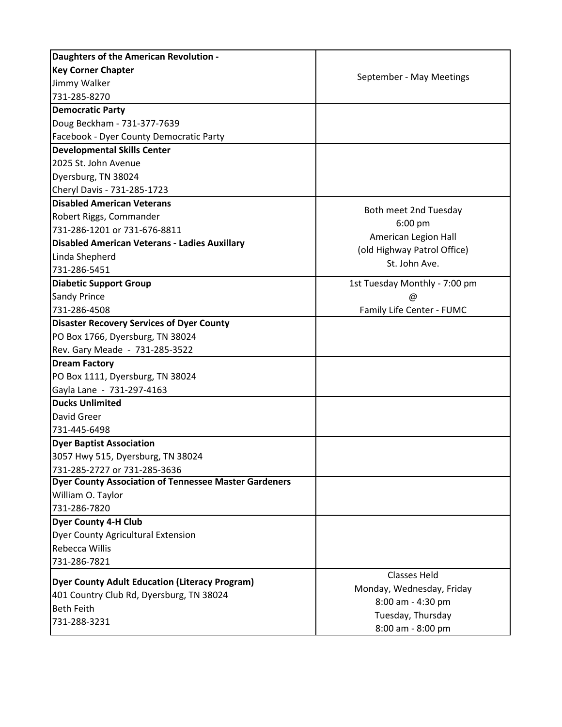| | |
|---|---|
| **Daughters of the American Revolution -**<br>**Key Corner Chapter**<br>Jimmy Walker<br>731-285-8270 | September - May Meetings |
| **Democratic Party**<br>Doug Beckham - 731-377-7639<br>Facebook - Dyer County Democratic Party | |
| **Developmental Skills Center**<br>2025 St. John Avenue<br>Dyersburg, TN 38024<br>Cheryl Davis - 731-285-1723 | |
| **Disabled American Veterans**<br>Robert Riggs, Commander<br>731-286-1201 or 731-676-8811<br>**Disabled American Veterans - Ladies Auxillary**<br>Linda Shepherd<br>731-286-5451 | Both meet 2nd Tuesday<br>6:00 pm<br>American Legion Hall<br>(old Highway Patrol Office)<br>St. John Ave. |
| **Diabetic Support Group**<br>Sandy Prince<br>731-286-4508 | 1st Tuesday Monthly - 7:00 pm<br>@<br>Family Life Center - FUMC |
| **Disaster Recovery Services of Dyer County**<br>PO Box 1766, Dyersburg, TN 38024<br>Rev. Gary Meade - 731-285-3522 | |
| **Dream Factory**<br>PO Box 1111, Dyersburg, TN 38024<br>Gayla Lane - 731-297-4163 | |
| **Ducks Unlimited**<br>David Greer<br>731-445-6498 | |
| **Dyer Baptist Association**<br>3057 Hwy 515, Dyersburg, TN 38024<br>731-285-2727 or 731-285-3636 | |
| **Dyer County Association of Tennessee Master Gardeners**<br>William O. Taylor<br>731-286-7820 | |
| **Dyer County 4-H Club**<br>Dyer County Agricultural Extension<br>Rebecca Willis<br>731-286-7821 | |
| **Dyer County Adult Education (Literacy Program)**<br>401 Country Club Rd, Dyersburg, TN 38024<br>Beth Feith<br>731-288-3231 | Classes Held<br>Monday, Wednesday, Friday<br>8:00 am - 4:30 pm<br>Tuesday, Thursday<br>8:00 am - 8:00 pm |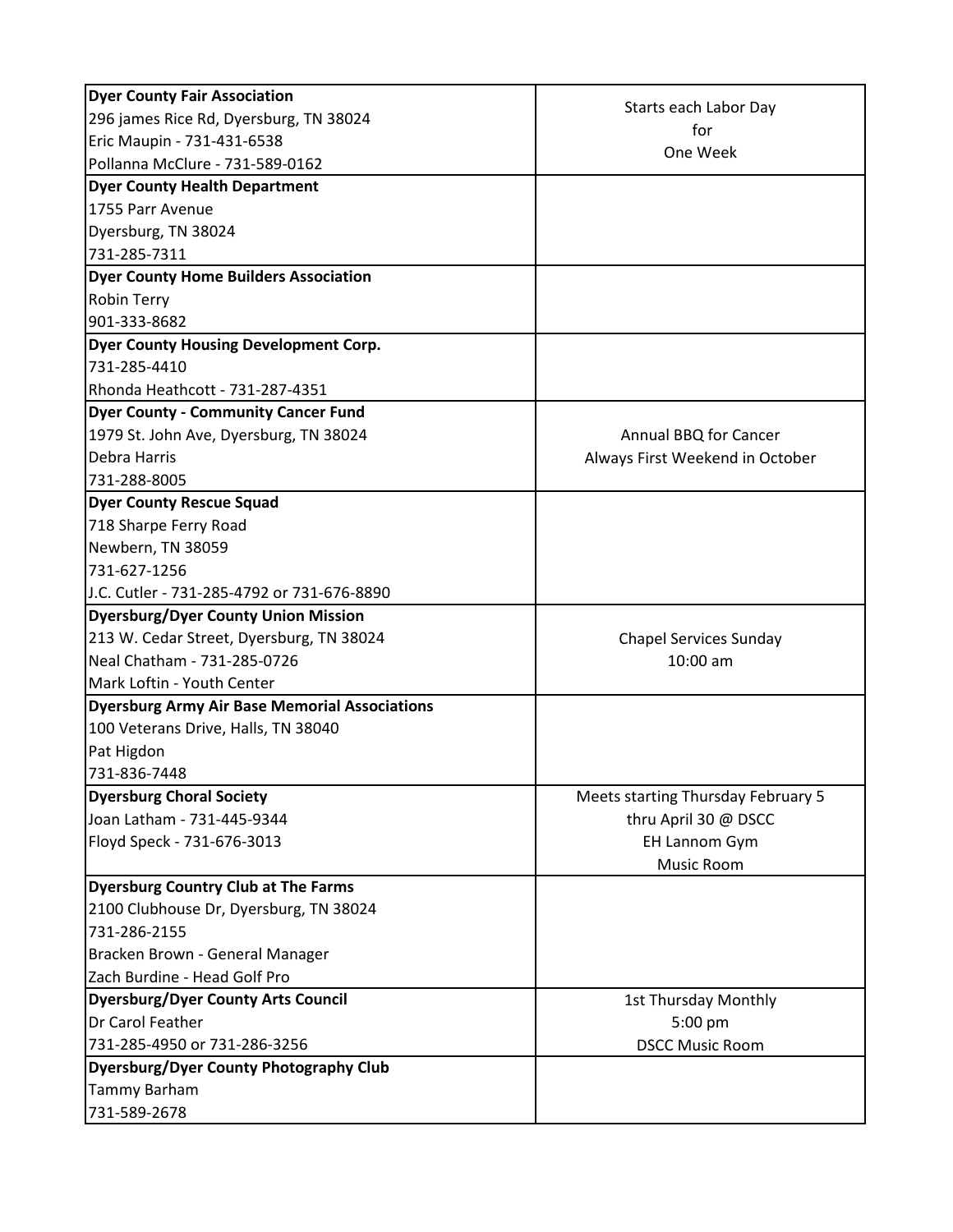| | |
|---|---|
| **Dyer County Fair Association**<br>296 james Rice Rd, Dyersburg, TN 38024<br>Eric Maupin - 731-431-6538<br>Pollanna McClure - 731-589-0162 | Starts each Labor Day<br>for<br>One Week |
| **Dyer County Health Department**<br>1755 Parr Avenue<br>Dyersburg, TN 38024<br>731-285-7311 | |
| **Dyer County Home Builders Association**<br>Robin Terry<br>901-333-8682 | |
| **Dyer County Housing Development Corp.**<br>731-285-4410<br>Rhonda Heathcott - 731-287-4351 | |
| **Dyer County - Community Cancer Fund**<br>1979 St. John Ave, Dyersburg, TN 38024<br>Debra Harris<br>731-288-8005 | Annual BBQ for Cancer<br>Always First Weekend in October |
| **Dyer County Rescue Squad**<br>718 Sharpe Ferry Road<br>Newbern, TN 38059<br>731-627-1256<br>J.C. Cutler - 731-285-4792 or 731-676-8890 | |
| **Dyersburg/Dyer County Union Mission**<br>213 W. Cedar Street, Dyersburg, TN 38024<br>Neal Chatham - 731-285-0726<br>Mark Loftin - Youth Center | Chapel Services Sunday<br>10:00 am |
| **Dyersburg Army Air Base Memorial Associations**<br>100 Veterans Drive, Halls, TN 38040<br>Pat Higdon<br>731-836-7448 | |
| **Dyersburg Choral Society**<br>Joan Latham - 731-445-9344<br>Floyd Speck - 731-676-3013 | Meets starting Thursday February 5<br>thru April 30 @ DSCC<br>EH Lannom Gym<br>Music Room |
| **Dyersburg Country Club at The Farms**<br>2100 Clubhouse Dr, Dyersburg, TN 38024<br>731-286-2155<br>Bracken Brown - General Manager<br>Zach Burdine - Head Golf Pro | |
| **Dyersburg/Dyer County Arts Council**<br>Dr Carol Feather<br>731-285-4950 or 731-286-3256 | 1st Thursday Monthly<br>5:00 pm<br>DSCC Music Room |
| **Dyersburg/Dyer County Photography Club**<br>Tammy Barham<br>731-589-2678 | |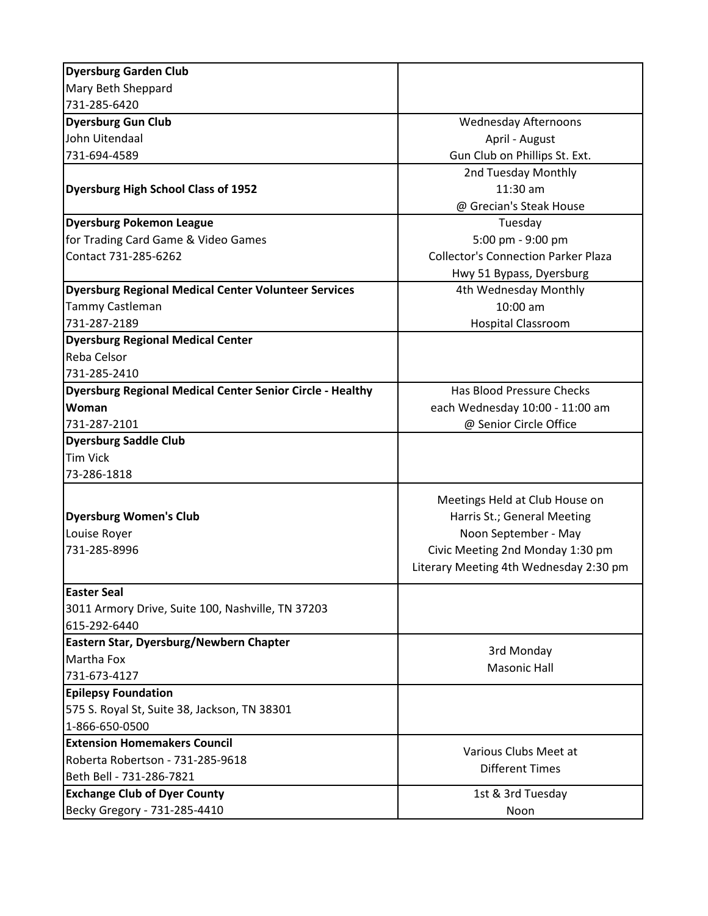| | |
|---|---|
| **Dyersburg Garden Club**<br>Mary Beth Sheppard<br>731-285-6420 | |
| **Dyersburg Gun Club**<br>John Uitendaal<br>731-694-4589 | Wednesday Afternoons<br>April - August<br>Gun Club on Phillips St. Ext. |
| **Dyersburg High School Class of 1952** | 2nd Tuesday Monthly<br>11:30 am<br>@ Grecian's Steak House |
| **Dyersburg Pokemon League**<br>for Trading Card Game & Video Games<br>Contact 731-285-6262 | Tuesday<br>5:00 pm - 9:00 pm<br>Collector's Connection Parker Plaza<br>Hwy 51 Bypass, Dyersburg |
| **Dyersburg Regional Medical Center Volunteer Services**<br>Tammy Castleman<br>731-287-2189 | 4th Wednesday Monthly<br>10:00 am<br>Hospital Classroom |
| **Dyersburg Regional Medical Center**<br>Reba Celsor<br>731-285-2410 | |
| **Dyersburg Regional Medical Center Senior Circle - Healthy Woman**<br>731-287-2101 | Has Blood Pressure Checks<br>each Wednesday 10:00 - 11:00 am<br>@ Senior Circle Office |
| **Dyersburg Saddle Club**<br>Tim Vick<br>73-286-1818 | |
| **Dyersburg Women's Club**<br>Louise Royer<br>731-285-8996 | Meetings Held at Club House on<br>Harris St.; General Meeting<br>Noon September - May<br>Civic Meeting 2nd Monday 1:30 pm<br>Literary Meeting 4th Wednesday 2:30 pm |
| **Easter Seal**<br>3011 Armory Drive, Suite 100, Nashville, TN 37203<br>615-292-6440 | |
| **Eastern Star, Dyersburg/Newbern Chapter**<br>Martha Fox<br>731-673-4127 | 3rd Monday<br>Masonic Hall |
| **Epilepsy Foundation**<br>575 S. Royal St, Suite 38, Jackson, TN 38301<br>1-866-650-0500 | |
| **Extension Homemakers Council**<br>Roberta Robertson - 731-285-9618<br>Beth Bell - 731-286-7821 | Various Clubs Meet at<br>Different Times |
| **Exchange Club of Dyer County**<br>Becky Gregory - 731-285-4410 | 1st & 3rd Tuesday<br>Noon |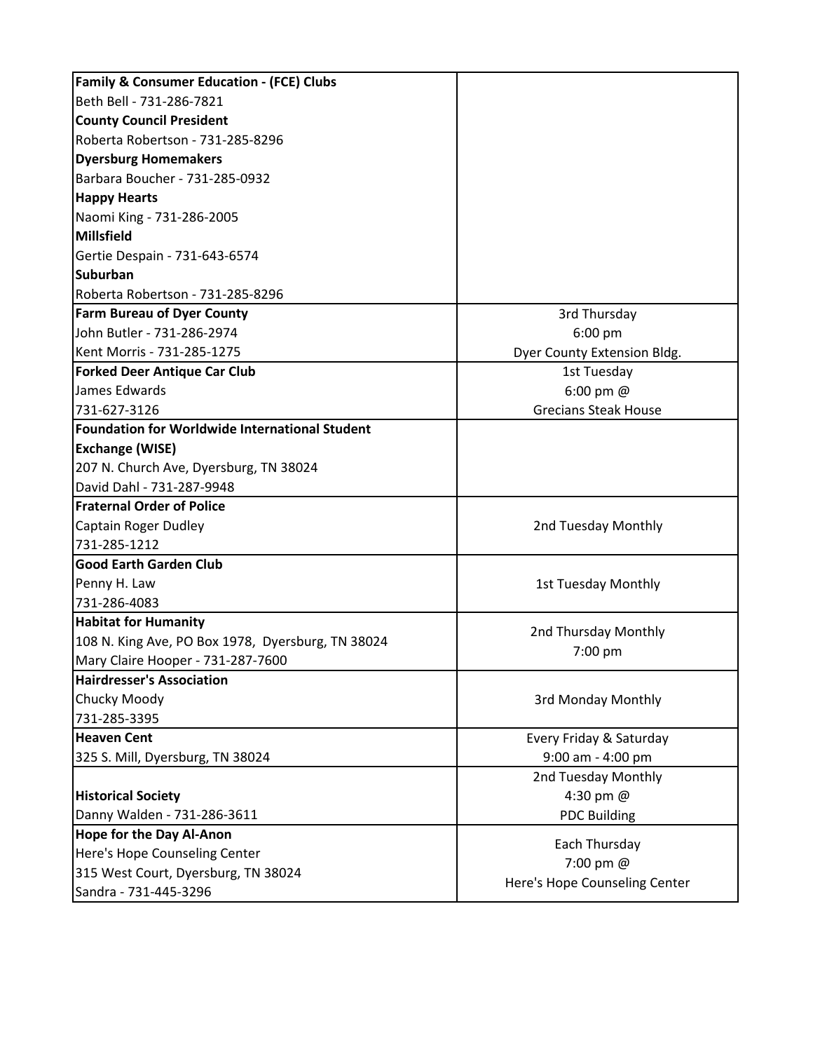| | |
|---|---|
| **Family & Consumer Education - (FCE) Clubs**<br>Beth Bell - 731-286-7821<br>**County Council President**<br>Roberta Robertson - 731-285-8296<br>**Dyersburg Homemakers**<br>Barbara Boucher - 731-285-0932<br>**Happy Hearts**<br>Naomi King - 731-286-2005<br>**Millsfield**<br>Gertie Despain - 731-643-6574<br>**Suburban**<br>Roberta Robertson - 731-285-8296 | |
| **Farm Bureau of Dyer County**<br>John Butler - 731-286-2974<br>Kent Morris - 731-285-1275 | 3rd Thursday<br>6:00 pm<br>Dyer County Extension Bldg. |
| **Forked Deer Antique Car Club**<br>James Edwards<br>731-627-3126 | 1st Tuesday<br>6:00 pm @<br>Grecians Steak House |
| **Foundation for Worldwide International Student Exchange (WISE)**<br>207 N. Church Ave, Dyersburg, TN 38024<br>David Dahl - 731-287-9948 | |
| **Fraternal Order of Police**<br>Captain Roger Dudley<br>731-285-1212 | 2nd Tuesday Monthly |
| **Good Earth Garden Club**<br>Penny H. Law<br>731-286-4083 | 1st Tuesday Monthly |
| **Habitat for Humanity**<br>108 N. King Ave, PO Box 1978, Dyersburg, TN 38024<br>Mary Claire Hooper - 731-287-7600 | 2nd Thursday Monthly<br>7:00 pm |
| **Hairdresser's Association**<br>Chucky Moody<br>731-285-3395 | 3rd Monday Monthly |
| **Heaven Cent**<br>325 S. Mill, Dyersburg, TN 38024 | Every Friday & Saturday<br>9:00 am - 4:00 pm |
| **Historical Society**<br>Danny Walden - 731-286-3611 | 2nd Tuesday Monthly<br>4:30 pm @<br>PDC Building |
| **Hope for the Day Al-Anon**<br>Here's Hope Counseling Center<br>315 West Court, Dyersburg, TN 38024<br>Sandra - 731-445-3296 | Each Thursday<br>7:00 pm @<br>Here's Hope Counseling Center |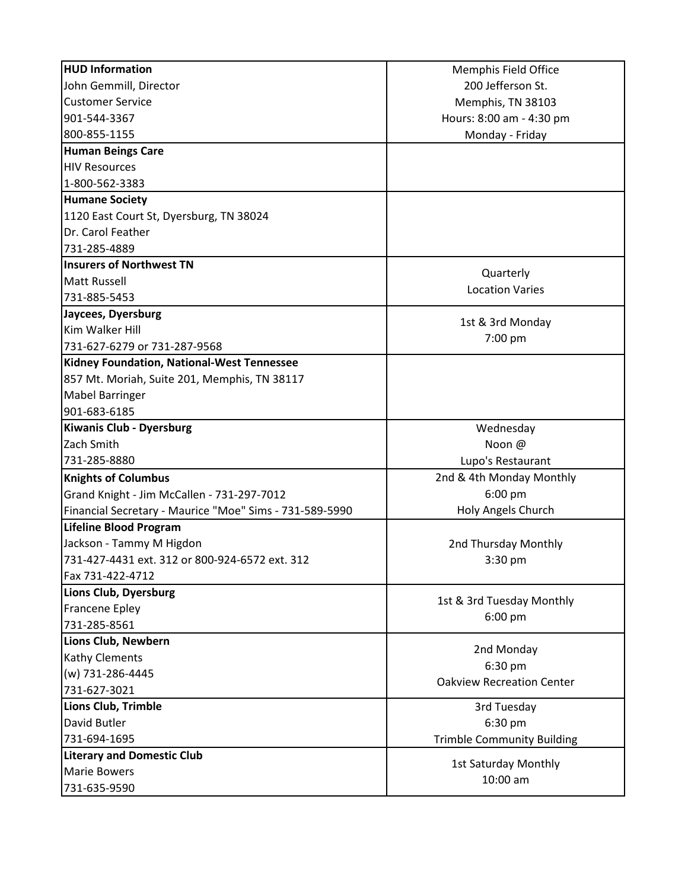| Organization / Contact | Meeting / Location |
|---|---|
| **HUD Information**<br>John Gemmill, Director<br>Customer Service<br>901-544-3367<br>800-855-1155 | Memphis Field Office<br>200 Jefferson St.<br>Memphis, TN 38103<br>Hours: 8:00 am - 4:30 pm<br>Monday - Friday |
| **Human Beings Care**<br>HIV Resources<br>1-800-562-3383 | |
| **Humane Society**<br>1120 East Court St, Dyersburg, TN 38024<br>Dr. Carol Feather<br>731-285-4889 | |
| **Insurers of Northwest TN**<br>Matt Russell<br>731-885-5453 | Quarterly<br>Location Varies |
| **Jaycees, Dyersburg**<br>Kim Walker Hill<br>731-627-6279 or 731-287-9568 | 1st & 3rd Monday<br>7:00 pm |
| **Kidney Foundation, National-West Tennessee**<br>857 Mt. Moriah, Suite 201, Memphis, TN 38117<br>Mabel Barringer<br>901-683-6185 | |
| **Kiwanis Club - Dyersburg**<br>Zach Smith<br>731-285-8880 | Wednesday<br>Noon @<br>Lupo's Restaurant |
| **Knights of Columbus**<br>Grand Knight - Jim McCallen - 731-297-7012<br>Financial Secretary - Maurice "Moe" Sims - 731-589-5990 | 2nd & 4th Monday Monthly<br>6:00 pm<br>Holy Angels Church |
| **Lifeline Blood Program**<br>Jackson - Tammy M Higdon<br>731-427-4431 ext. 312 or 800-924-6572 ext. 312<br>Fax 731-422-4712 | 2nd Thursday Monthly<br>3:30 pm |
| **Lions Club, Dyersburg**<br>Francene Epley<br>731-285-8561 | 1st & 3rd Tuesday Monthly<br>6:00 pm |
| **Lions Club, Newbern**<br>Kathy Clements<br>(w) 731-286-4445<br>731-627-3021 | 2nd Monday<br>6:30 pm<br>Oakview Recreation Center |
| **Lions Club, Trimble**<br>David Butler<br>731-694-1695 | 3rd Tuesday<br>6:30 pm<br>Trimble Community Building |
| **Literary and Domestic Club**<br>Marie Bowers<br>731-635-9590 | 1st Saturday Monthly<br>10:00 am |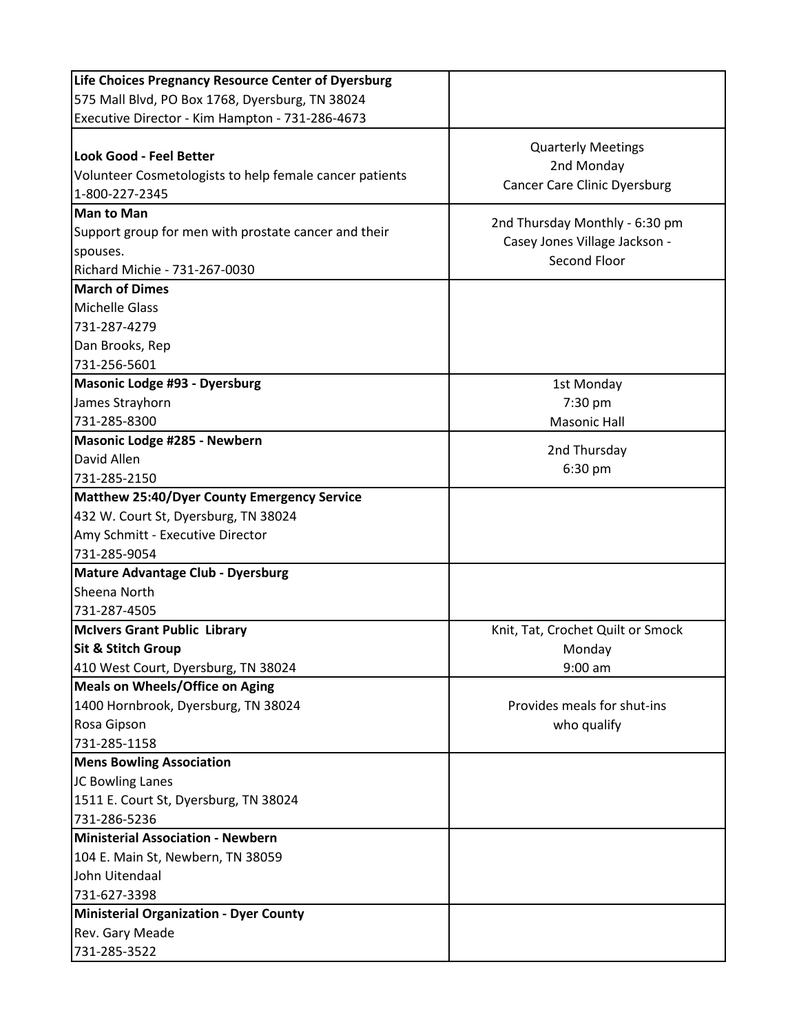| | |
|---|---|
| **Life Choices Pregnancy Resource Center of Dyersburg**<br>575 Mall Blvd, PO Box 1768, Dyersburg, TN 38024<br>Executive Director - Kim Hampton - 731-286-4673 | |
| **Look Good - Feel Better**<br>Volunteer Cosmetologists to help female cancer patients<br>1-800-227-2345 | Quarterly Meetings<br>2nd Monday<br>Cancer Care Clinic Dyersburg |
| **Man to Man**<br>Support group for men with prostate cancer and their spouses.<br>Richard Michie - 731-267-0030 | 2nd Thursday Monthly - 6:30 pm<br>Casey Jones Village Jackson - Second Floor |
| **March of Dimes**<br>Michelle Glass<br>731-287-4279<br>Dan Brooks, Rep<br>731-256-5601 | |
| **Masonic Lodge #93 - Dyersburg**<br>James Strayhorn<br>731-285-8300 | 1st Monday<br>7:30 pm<br>Masonic Hall |
| **Masonic Lodge #285 - Newbern**<br>David Allen<br>731-285-2150 | 2nd Thursday<br>6:30 pm |
| **Matthew 25:40/Dyer County Emergency Service**<br>432 W. Court St, Dyersburg, TN 38024<br>Amy Schmitt - Executive Director<br>731-285-9054 | |
| **Mature Advantage Club - Dyersburg**<br>Sheena North<br>731-287-4505 | |
| **McIvers Grant Public Library**<br>**Sit & Stitch Group**<br>410 West Court, Dyersburg, TN 38024 | Knit, Tat, Crochet Quilt or Smock<br>Monday<br>9:00 am |
| **Meals on Wheels/Office on Aging**<br>1400 Hornbrook, Dyersburg, TN 38024<br>Rosa Gipson<br>731-285-1158 | Provides meals for shut-ins who qualify |
| **Mens Bowling Association**<br>JC Bowling Lanes<br>1511 E. Court St, Dyersburg, TN 38024<br>731-286-5236 | |
| **Ministerial Association - Newbern**<br>104 E. Main St, Newbern, TN 38059<br>John Uitendaal<br>731-627-3398 | |
| **Ministerial Organization - Dyer County**<br>Rev. Gary Meade<br>731-285-3522 | |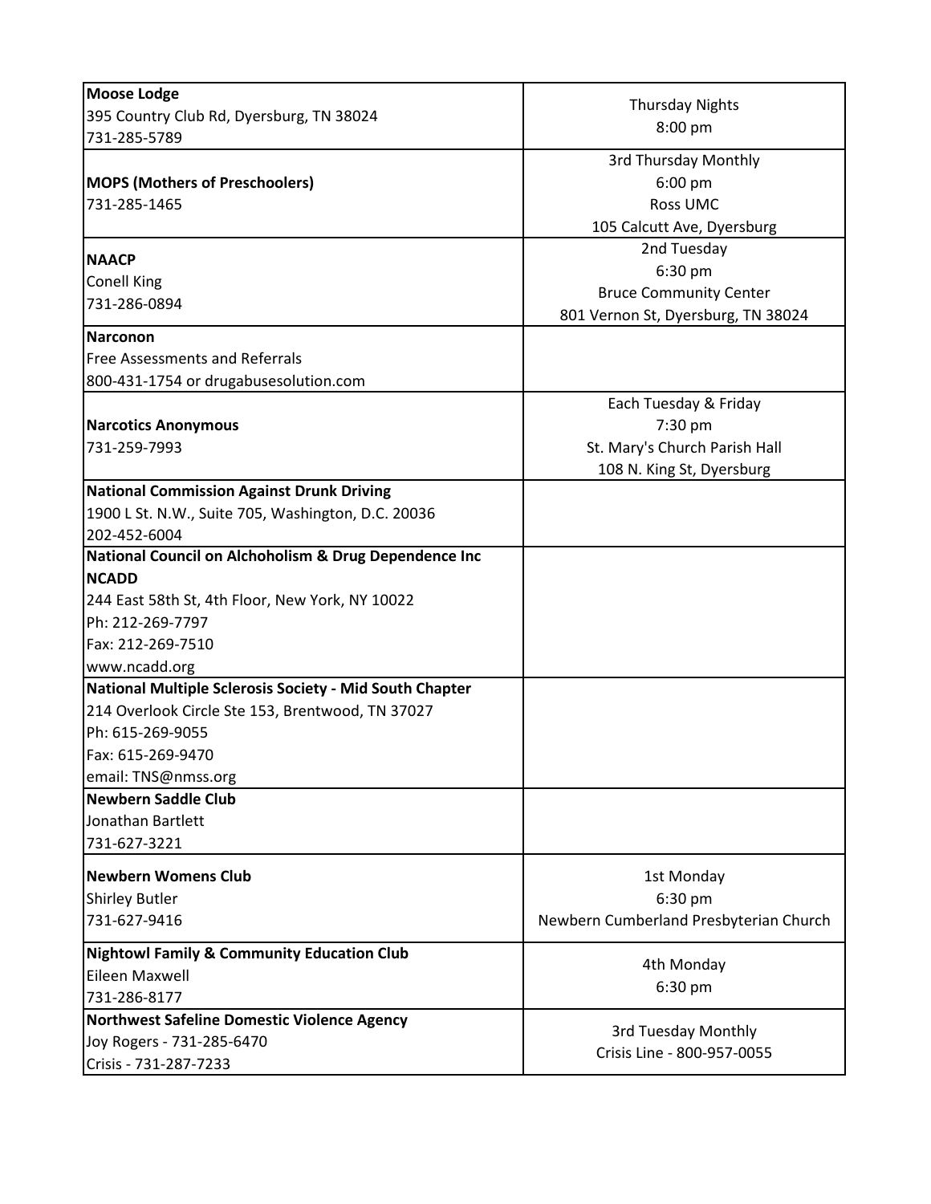| | |
|---|---|
| **Moose Lodge**<br>395 Country Club Rd, Dyersburg, TN 38024<br>731-285-5789 | Thursday Nights<br>8:00 pm |
| **MOPS (Mothers of Preschoolers)**<br>731-285-1465 | 3rd Thursday Monthly<br>6:00 pm<br>Ross UMC<br>105 Calcutt Ave, Dyersburg |
| **NAACP**<br>Conell King<br>731-286-0894 | 2nd Tuesday<br>6:30 pm<br>Bruce Community Center<br>801 Vernon St, Dyersburg, TN 38024 |
| **Narconon**<br>Free Assessments and Referrals<br>800-431-1754 or drugabusesolution.com | |
| **Narcotics Anonymous**<br>731-259-7993 | Each Tuesday & Friday<br>7:30 pm<br>St. Mary's Church Parish Hall<br>108 N. King St, Dyersburg |
| **National Commission Against Drunk Driving**<br>1900 L St. N.W., Suite 705, Washington, D.C. 20036<br>202-452-6004 | |
| **National Council on Alchoholism & Drug Dependence Inc**<br>**NCADD**<br>244 East 58th St, 4th Floor, New York, NY 10022<br>Ph: 212-269-7797<br>Fax: 212-269-7510<br>www.ncadd.org | |
| **National Multiple Sclerosis Society - Mid South Chapter**<br>214 Overlook Circle Ste 153, Brentwood, TN 37027<br>Ph: 615-269-9055<br>Fax: 615-269-9470<br>email: TNS@nmss.org | |
| **Newbern Saddle Club**<br>Jonathan Bartlett<br>731-627-3221 | |
| **Newbern Womens Club**<br>Shirley Butler<br>731-627-9416 | 1st Monday<br>6:30 pm<br>Newbern Cumberland Presbyterian Church |
| **Nightowl Family & Community Education Club**<br>Eileen Maxwell<br>731-286-8177 | 4th Monday<br>6:30 pm |
| **Northwest Safeline Domestic Violence Agency**<br>Joy Rogers - 731-285-6470<br>Crisis - 731-287-7233 | 3rd Tuesday Monthly<br>Crisis Line - 800-957-0055 |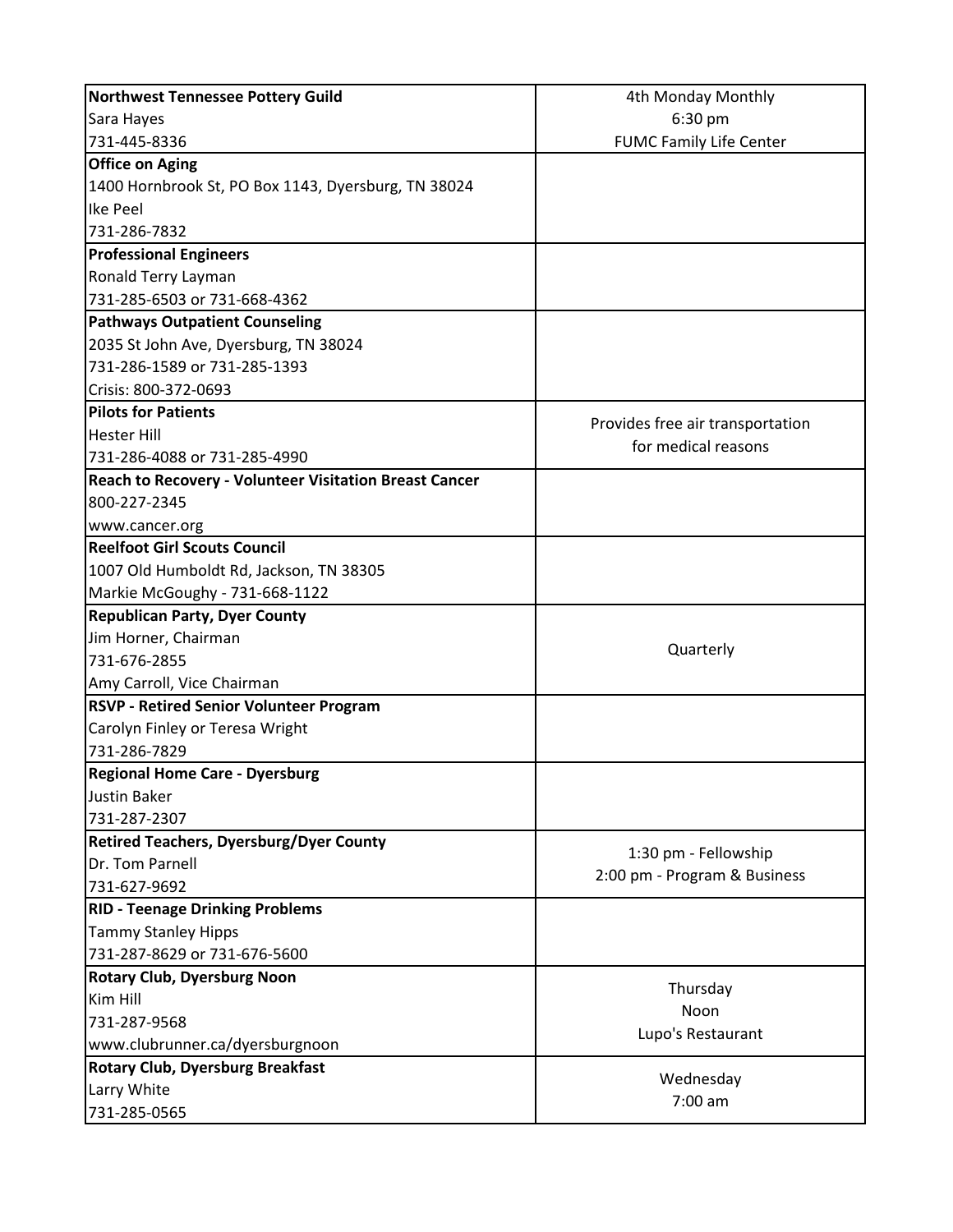| | |
|---|---|
| **Northwest Tennessee Pottery Guild**<br>Sara Hayes<br>731-445-8336 | 4th Monday Monthly<br>6:30 pm<br>FUMC Family Life Center |
| **Office on Aging**<br>1400 Hornbrook St, PO Box 1143, Dyersburg, TN 38024<br>Ike Peel<br>731-286-7832 | |
| **Professional Engineers**<br>Ronald Terry Layman<br>731-285-6503 or 731-668-4362 | |
| **Pathways Outpatient Counseling**<br>2035 St John Ave, Dyersburg, TN 38024<br>731-286-1589 or 731-285-1393<br>Crisis: 800-372-0693 | |
| **Pilots for Patients**<br>Hester Hill<br>731-286-4088 or 731-285-4990 | Provides free air transportation for medical reasons |
| **Reach to Recovery - Volunteer Visitation Breast Cancer**<br>800-227-2345<br>www.cancer.org | |
| **Reelfoot Girl Scouts Council**<br>1007 Old Humboldt Rd, Jackson, TN 38305<br>Markie McGoughy - 731-668-1122 | |
| **Republican Party, Dyer County**<br>Jim Horner, Chairman<br>731-676-2855<br>Amy Carroll, Vice Chairman | Quarterly |
| **RSVP - Retired Senior Volunteer Program**<br>Carolyn Finley or Teresa Wright<br>731-286-7829 | |
| **Regional Home Care - Dyersburg**<br>Justin Baker<br>731-287-2307 | |
| **Retired Teachers, Dyersburg/Dyer County**<br>Dr. Tom Parnell<br>731-627-9692 | 1:30 pm - Fellowship<br>2:00 pm - Program & Business |
| **RID - Teenage Drinking Problems**<br>Tammy Stanley Hipps<br>731-287-8629 or 731-676-5600 | |
| **Rotary Club, Dyersburg Noon**<br>Kim Hill<br>731-287-9568<br>www.clubrunner.ca/dyersburgnoon | Thursday<br>Noon<br>Lupo's Restaurant |
| **Rotary Club, Dyersburg Breakfast**<br>Larry White<br>731-285-0565 | Wednesday<br>7:00 am |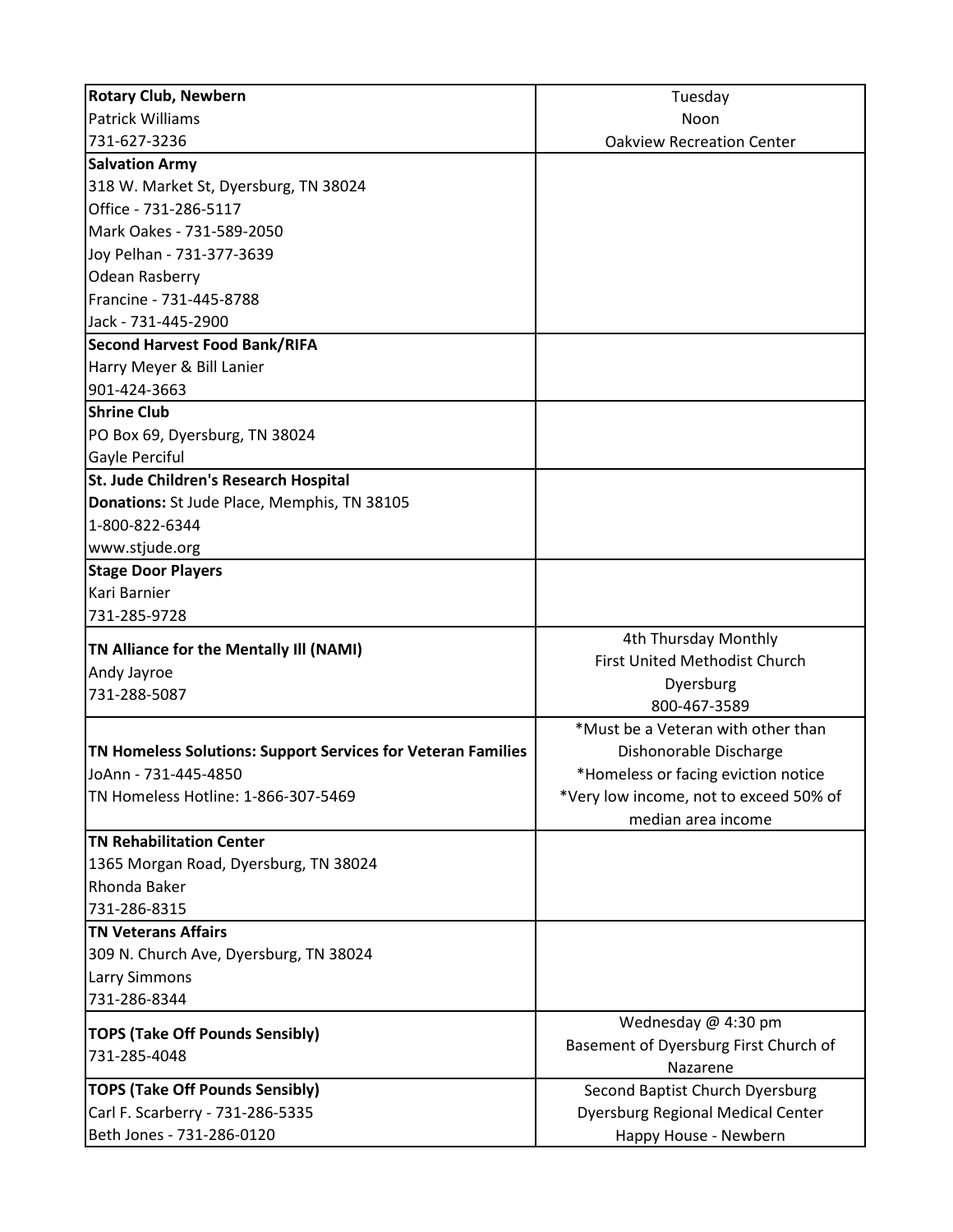| | |
|---|---|
| **Rotary Club, Newbern**<br>Patrick Williams<br>731-627-3236 | Tuesday<br>Noon<br>Oakview Recreation Center |
| **Salvation Army**<br>318 W. Market St, Dyersburg, TN 38024<br>Office - 731-286-5117<br>Mark Oakes - 731-589-2050<br>Joy Pelhan - 731-377-3639<br>Odean Rasberry<br>Francine - 731-445-8788<br>Jack - 731-445-2900 | |
| **Second Harvest Food Bank/RIFA**<br>Harry Meyer & Bill Lanier<br>901-424-3663 | |
| **Shrine Club**<br>PO Box 69, Dyersburg, TN 38024<br>Gayle Perciful | |
| **St. Jude Children's Research Hospital**<br>**Donations:** St Jude Place, Memphis, TN 38105<br>1-800-822-6344<br>www.stjude.org | |
| **Stage Door Players**<br>Kari Barnier<br>731-285-9728 | |
| **TN Alliance for the Mentally Ill (NAMI)**<br>Andy Jayroe<br>731-288-5087 | 4th Thursday Monthly<br>First United Methodist Church<br>Dyersburg<br>800-467-3589 |
| **TN Homeless Solutions: Support Services for Veteran Families**<br>JoAnn - 731-445-4850<br>TN Homeless Hotline: 1-866-307-5469 | *Must be a Veteran with other than Dishonorable Discharge<br>*Homeless or facing eviction notice<br>*Very low income, not to exceed 50% of median area income |
| **TN Rehabilitation Center**<br>1365 Morgan Road, Dyersburg, TN 38024<br>Rhonda Baker<br>731-286-8315 | |
| **TN Veterans Affairs**<br>309 N. Church Ave, Dyersburg, TN 38024<br>Larry Simmons<br>731-286-8344 | |
| **TOPS (Take Off Pounds Sensibly)**<br>731-285-4048 | Wednesday @ 4:30 pm<br>Basement of Dyersburg First Church of Nazarene |
| **TOPS (Take Off Pounds Sensibly)**<br>Carl F. Scarberry - 731-286-5335<br>Beth Jones - 731-286-0120 | Second Baptist Church Dyersburg<br>Dyersburg Regional Medical Center<br>Happy House - Newbern |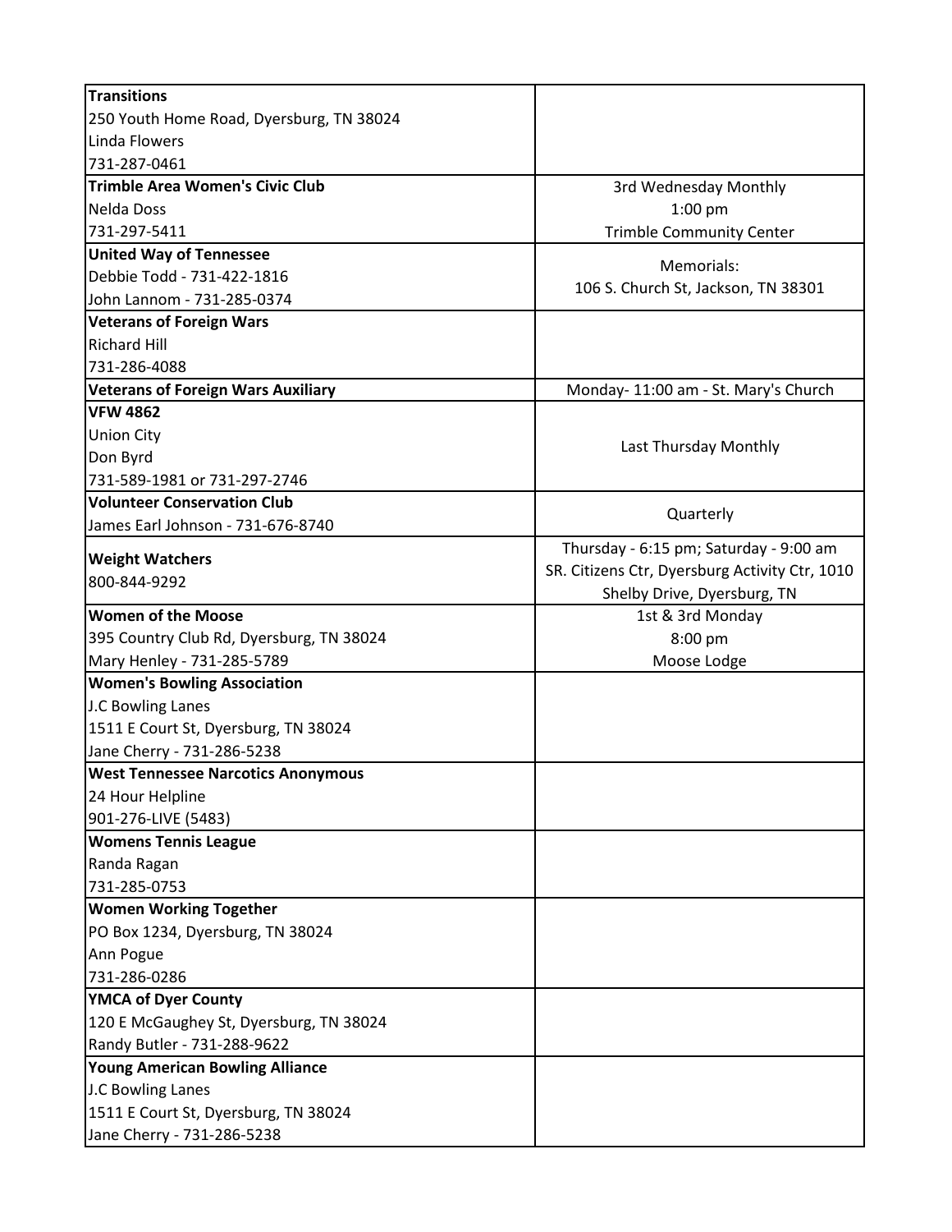| | |
|---|---|
| **Transitions**<br>250 Youth Home Road, Dyersburg, TN 38024<br>Linda Flowers<br>731-287-0461 | |
| **Trimble Area Women's Civic Club**<br>Nelda Doss<br>731-297-5411 | 3rd Wednesday Monthly<br>1:00 pm<br>Trimble Community Center |
| **United Way of Tennessee**<br>Debbie Todd - 731-422-1816<br>John Lannom - 731-285-0374 | Memorials:<br>106 S. Church St, Jackson, TN 38301 |
| **Veterans of Foreign Wars**<br>Richard Hill<br>731-286-4088 | |
| **Veterans of Foreign Wars Auxiliary** | Monday- 11:00 am - St. Mary's Church |
| **VFW 4862**<br>Union City<br>Don Byrd<br>731-589-1981 or 731-297-2746 | Last Thursday Monthly |
| **Volunteer Conservation Club**<br>James Earl Johnson - 731-676-8740 | Quarterly |
| **Weight Watchers**<br>800-844-9292 | Thursday - 6:15 pm; Saturday - 9:00 am<br>SR. Citizens Ctr, Dyersburg Activity Ctr, 1010 Shelby Drive, Dyersburg, TN |
| **Women of the Moose**<br>395 Country Club Rd, Dyersburg, TN 38024<br>Mary Henley - 731-285-5789 | 1st & 3rd Monday<br>8:00 pm<br>Moose Lodge |
| **Women's Bowling Association**<br>J.C Bowling Lanes<br>1511 E Court St, Dyersburg, TN 38024<br>Jane Cherry - 731-286-5238 | |
| **West Tennessee Narcotics Anonymous**<br>24 Hour Helpline<br>901-276-LIVE (5483) | |
| **Womens Tennis League**<br>Randa Ragan<br>731-285-0753 | |
| **Women Working Together**<br>PO Box 1234, Dyersburg, TN 38024<br>Ann Pogue<br>731-286-0286 | |
| **YMCA of Dyer County**<br>120 E McGaughey St, Dyersburg, TN 38024<br>Randy Butler - 731-288-9622 | |
| **Young American Bowling Alliance**<br>J.C Bowling Lanes<br>1511 E Court St, Dyersburg, TN 38024<br>Jane Cherry - 731-286-5238 | |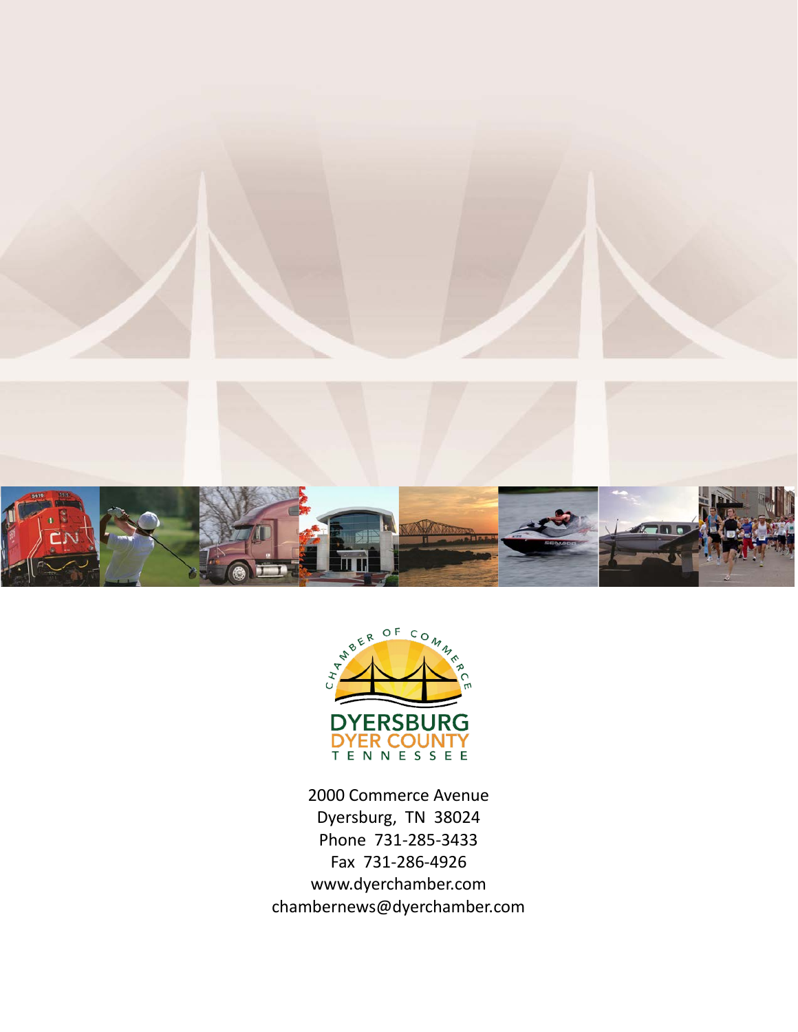CHAMBER OF COMMERCE

DYERSBURG
DYER COUNTY
TENNESSEE

2000 Commerce Avenue
Dyersburg, TN 38024
Phone 731-285-3433
Fax 731-286-4926
www.dyerchamber.com
chambernews@dyerchamber.com